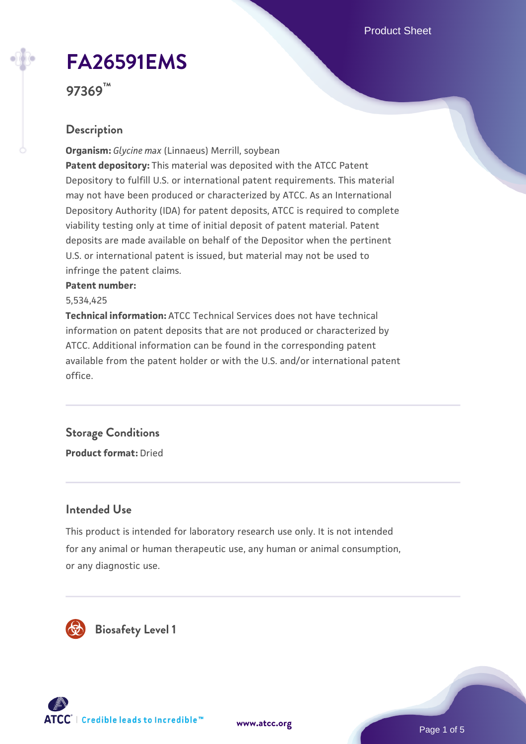# FA26591EMS

**97369™**

## Description

**Organism:** *Glycine max* (Linnaeus) Merrill, soybean

**Patent depository:** This material was deposited with the ATCC Patent Depository to fulfill U.S. or international patent requirements. This material may not have been produced or characterized by ATCC. As an International Depository Authority (IDA) for patent deposits, ATCC is required to complete viability testing only at time of initial deposit of patent material. Patent deposits are made available on behalf of the Depositor when the pertinent U.S. or international patent is issued, but material may not be used to infringe the patent claims.

**Patent number:**

5,534,425

**Technical information:** ATCC Technical Services does not have technical information on patent deposits that are not produced or characterized by ATCC. Additional information can be found in the corresponding patent available from the patent holder or with the U.S. and/or international patent office.

## Storage Conditions

**Product format:** Dried

## Intended Use

This product is intended for laboratory research use only. It is not intended for any animal or human therapeutic use, any human or animal consumption, or any diagnostic use.

## Biosafety Level 1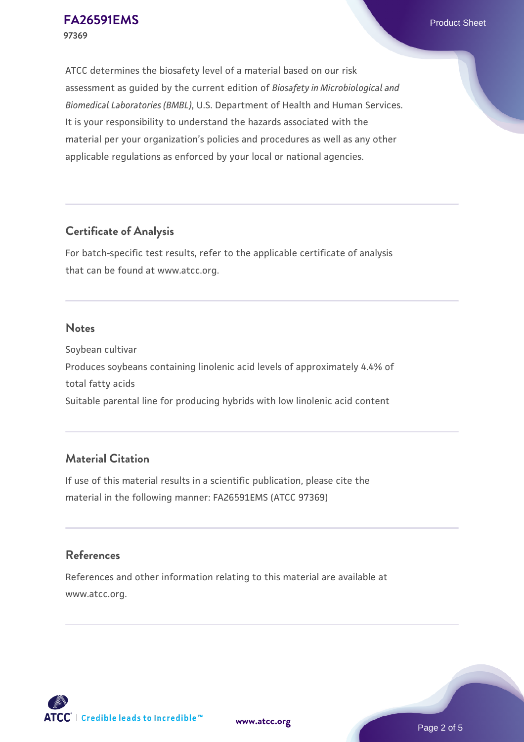ATCC determines the biosafety level of a material based on our risk assessment as guided by the current edition of *Biosafety in Microbiological and Biomedical Laboratories (BMBL)*, U.S. Department of Health and Human Services. It is your responsibility to understand the hazards associated with the material per your organization's policies and procedures as well as any other applicable regulations as enforced by your local or national agencies.

## Certificate of Analysis

For batch-specific test results, refer to the applicable certificate of analysis that can be found at www.atcc.org.

## Notes

Soybean cultivar

Produces soybeans containing linolenic acid levels of approximately 4.4% of total fatty acids

Suitable parental line for producing hybrids with low linolenic acid content

## Material Citation

If use of this material results in a scientific publication, please cite the material in the following manner: FA26591EMS (ATCC 97369)

## References

References and other information relating to this material are available at www.atcc.org.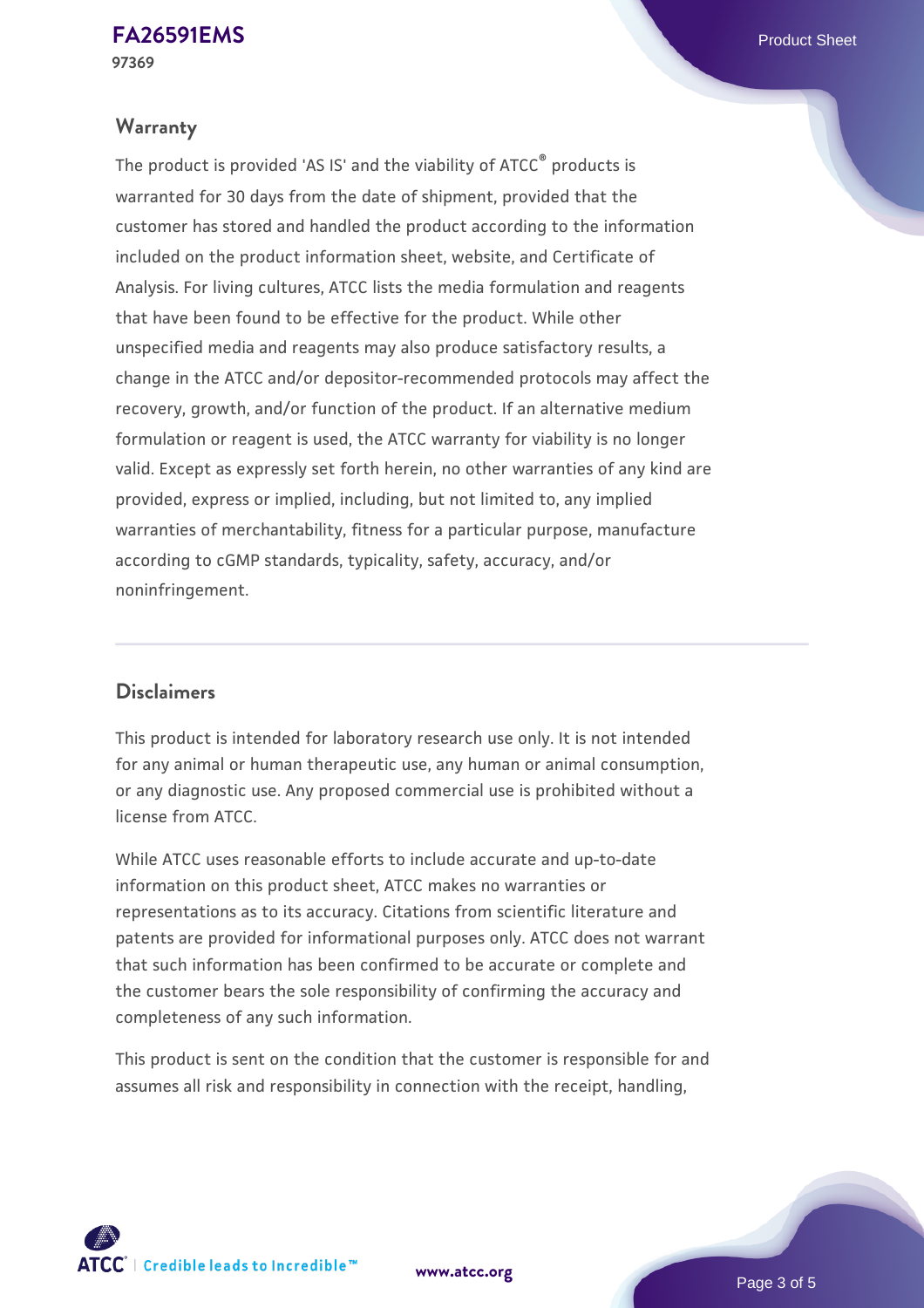## Warranty

The product is provided 'AS IS' and the viability of ATCC® products is warranted for 30 days from the date of shipment, provided that the customer has stored and handled the product according to the information included on the product information sheet, website, and Certificate of Analysis. For living cultures, ATCC lists the media formulation and reagents that have been found to be effective for the product. While other unspecified media and reagents may also produce satisfactory results, a change in the ATCC and/or depositor-recommended protocols may affect the recovery, growth, and/or function of the product. If an alternative medium formulation or reagent is used, the ATCC warranty for viability is no longer valid. Except as expressly set forth herein, no other warranties of any kind are provided, express or implied, including, but not limited to, any implied warranties of merchantability, fitness for a particular purpose, manufacture according to cGMP standards, typicality, safety, accuracy, and/or noninfringement.

## Disclaimers

This product is intended for laboratory research use only. It is not intended for any animal or human therapeutic use, any human or animal consumption, or any diagnostic use. Any proposed commercial use is prohibited without a license from ATCC.

While ATCC uses reasonable efforts to include accurate and up-to-date information on this product sheet, ATCC makes no warranties or representations as to its accuracy. Citations from scientific literature and patents are provided for informational purposes only. ATCC does not warrant that such information has been confirmed to be accurate or complete and the customer bears the sole responsibility of confirming the accuracy and completeness of any such information.

This product is sent on the condition that the customer is responsible for and assumes all risk and responsibility in connection with the receipt, handling,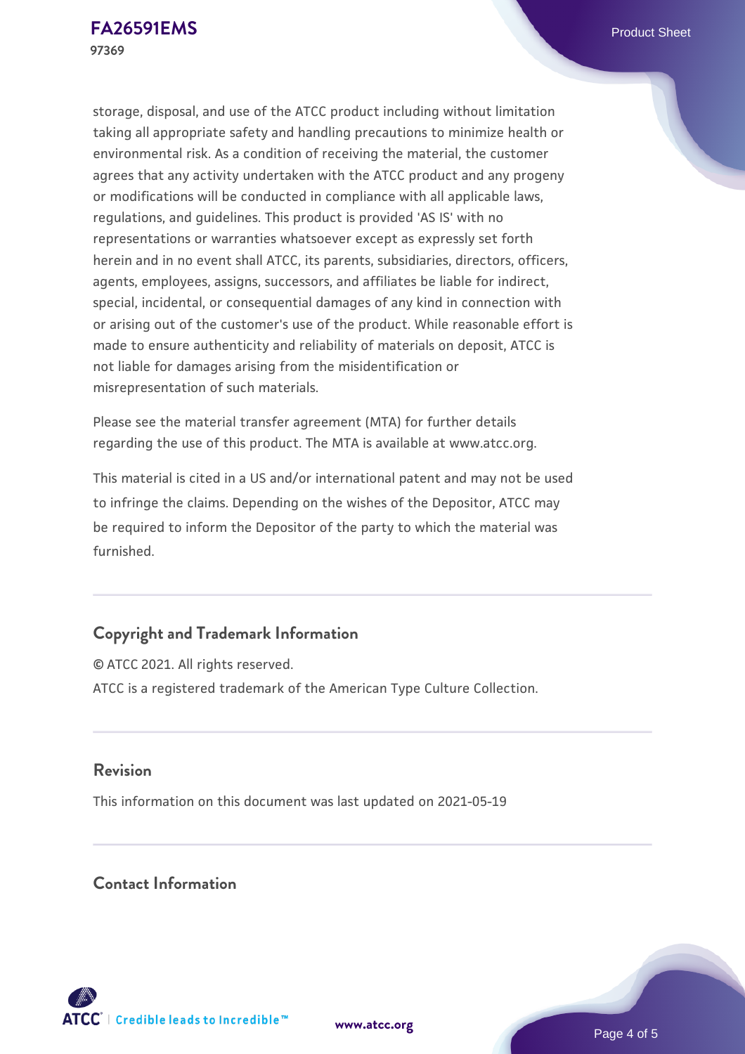storage, disposal, and use of the ATCC product including without limitation taking all appropriate safety and handling precautions to minimize health or environmental risk. As a condition of receiving the material, the customer agrees that any activity undertaken with the ATCC product and any progeny or modifications will be conducted in compliance with all applicable laws, regulations, and guidelines. This product is provided 'AS IS' with no representations or warranties whatsoever except as expressly set forth herein and in no event shall ATCC, its parents, subsidiaries, directors, officers, agents, employees, assigns, successors, and affiliates be liable for indirect, special, incidental, or consequential damages of any kind in connection with or arising out of the customer's use of the product. While reasonable effort is made to ensure authenticity and reliability of materials on deposit, ATCC is not liable for damages arising from the misidentification or misrepresentation of such materials.

Please see the material transfer agreement (MTA) for further details regarding the use of this product. The MTA is available at www.atcc.org.

This material is cited in a US and/or international patent and may not be used to infringe the claims. Depending on the wishes of the Depositor, ATCC may be required to inform the Depositor of the party to which the material was furnished.

## Copyright and Trademark Information

© ATCC 2021. All rights reserved.
ATCC is a registered trademark of the American Type Culture Collection.

## Revision

This information on this document was last updated on 2021-05-19

## Contact Information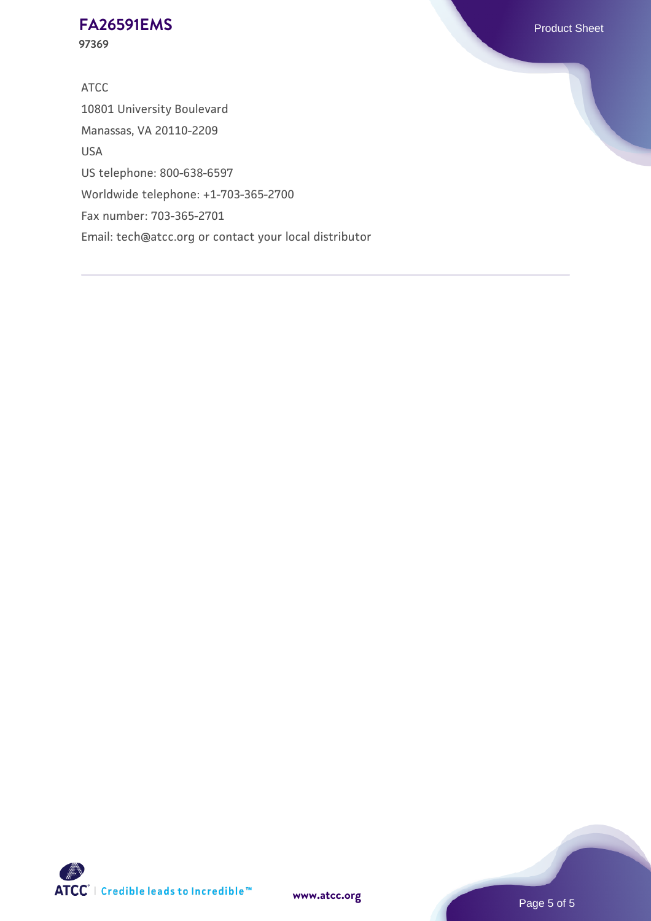ATCC

10801 University Boulevard

Manassas, VA 20110-2209

USA

US telephone: 800-638-6597

Worldwide telephone: +1-703-365-2700

Fax number: 703-365-2701

Email: tech@atcc.org or contact your local distributor